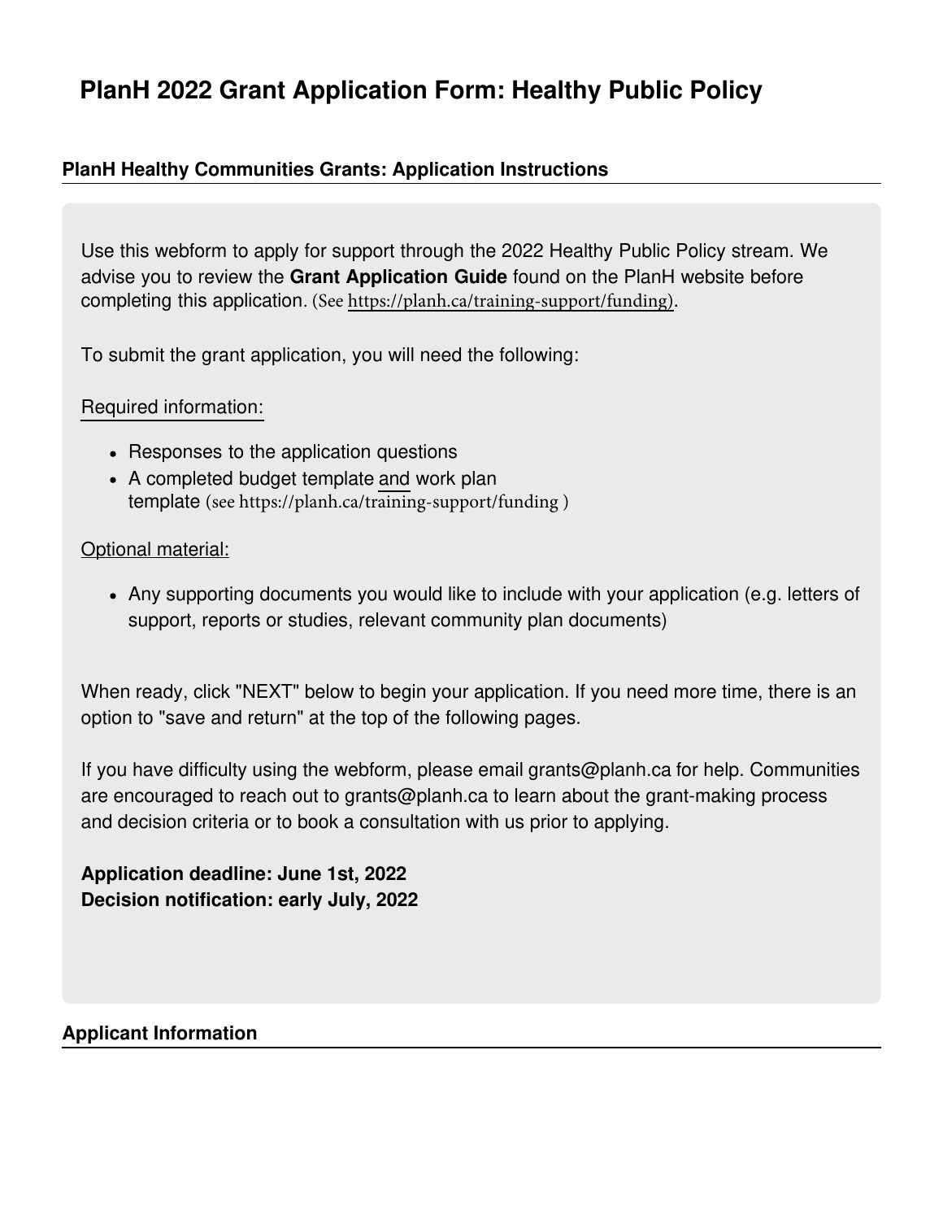# PlanH 2022 Grant Application Form: Healthy Public Policy

## PlanH Healthy Communities Grants: Application Instructions

Use this webform to apply for support through the 2022 Healthy Public Policy stream. We advise you to review the **Grant Application Guide** found on the PlanH website before completing this application. (See https://planh.ca/training-support/funding).

To submit the grant application, you will need the following:

Required information:

- Responses to the application questions
- A completed budget template and work plan template (see https://planh.ca/training-support/funding )

Optional material:

- Any supporting documents you would like to include with your application (e.g. letters of support, reports or studies, relevant community plan documents)

When ready, click "NEXT" below to begin your application. If you need more time, there is an option to "save and return" at the top of the following pages.

If you have difficulty using the webform, please email grants@planh.ca for help. Communities are encouraged to reach out to grants@planh.ca to learn about the grant-making process and decision criteria or to book a consultation with us prior to applying.

**Application deadline: June 1st, 2022**
**Decision notification: early July, 2022**

## Applicant Information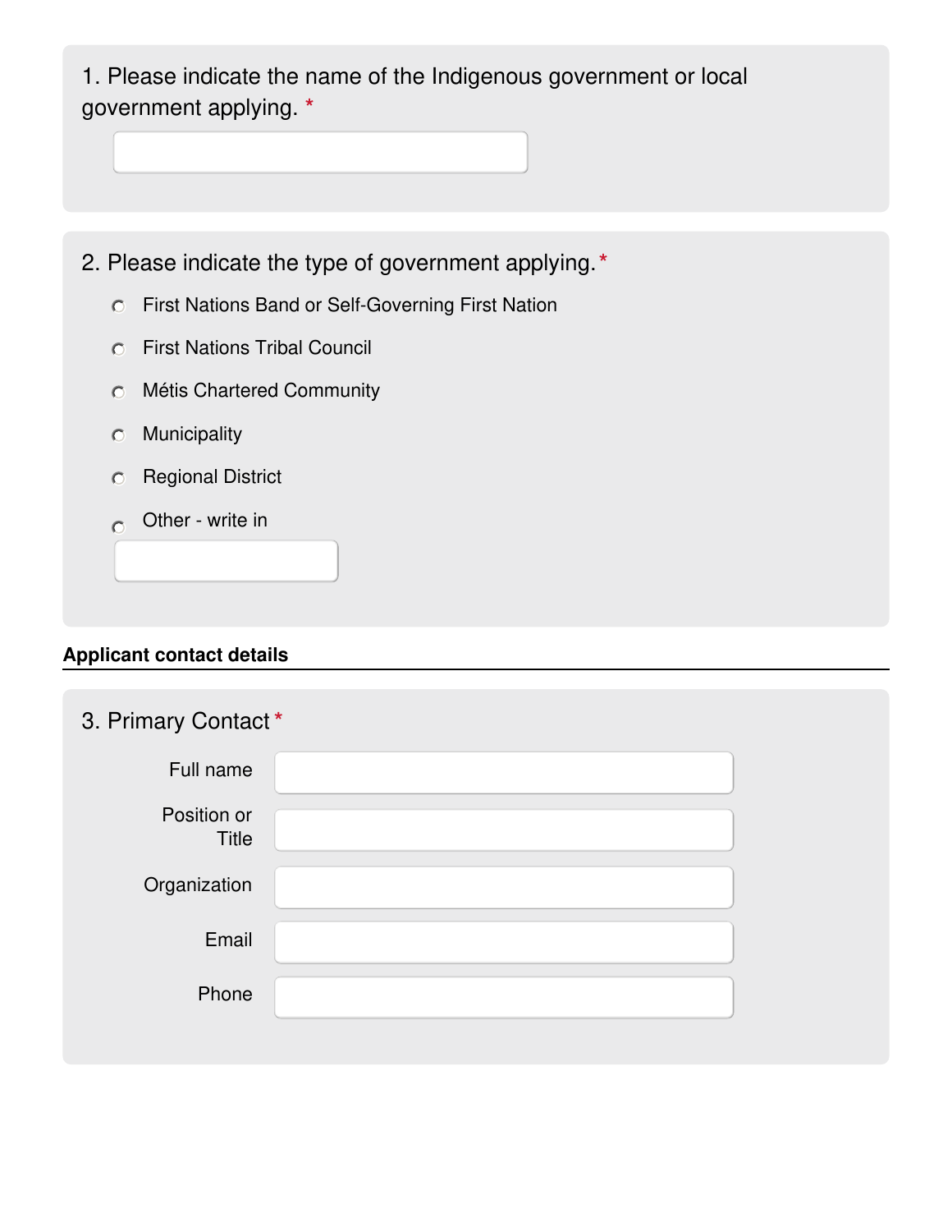1. Please indicate the name of the Indigenous government or local government applying. *

\_\_\_\_\_\_\_\_\_\_\_\_\_\_\_\_\_\_\_\_

2. Please indicate the type of government applying. *

- ○ First Nations Band or Self-Governing First Nation
- ○ First Nations Tribal Council
- ○ Métis Chartered Community
- ○ Municipality
- ○ Regional District
- ○ Other - write in \_\_\_\_\_\_\_\_\_\_\_\_\_\_\_\_\_\_\_\_

**Applicant contact details**

3. Primary Contact *

| | |
|---|---|
| Full name | |
| Position or Title | |
| Organization | |
| Email | |
| Phone | |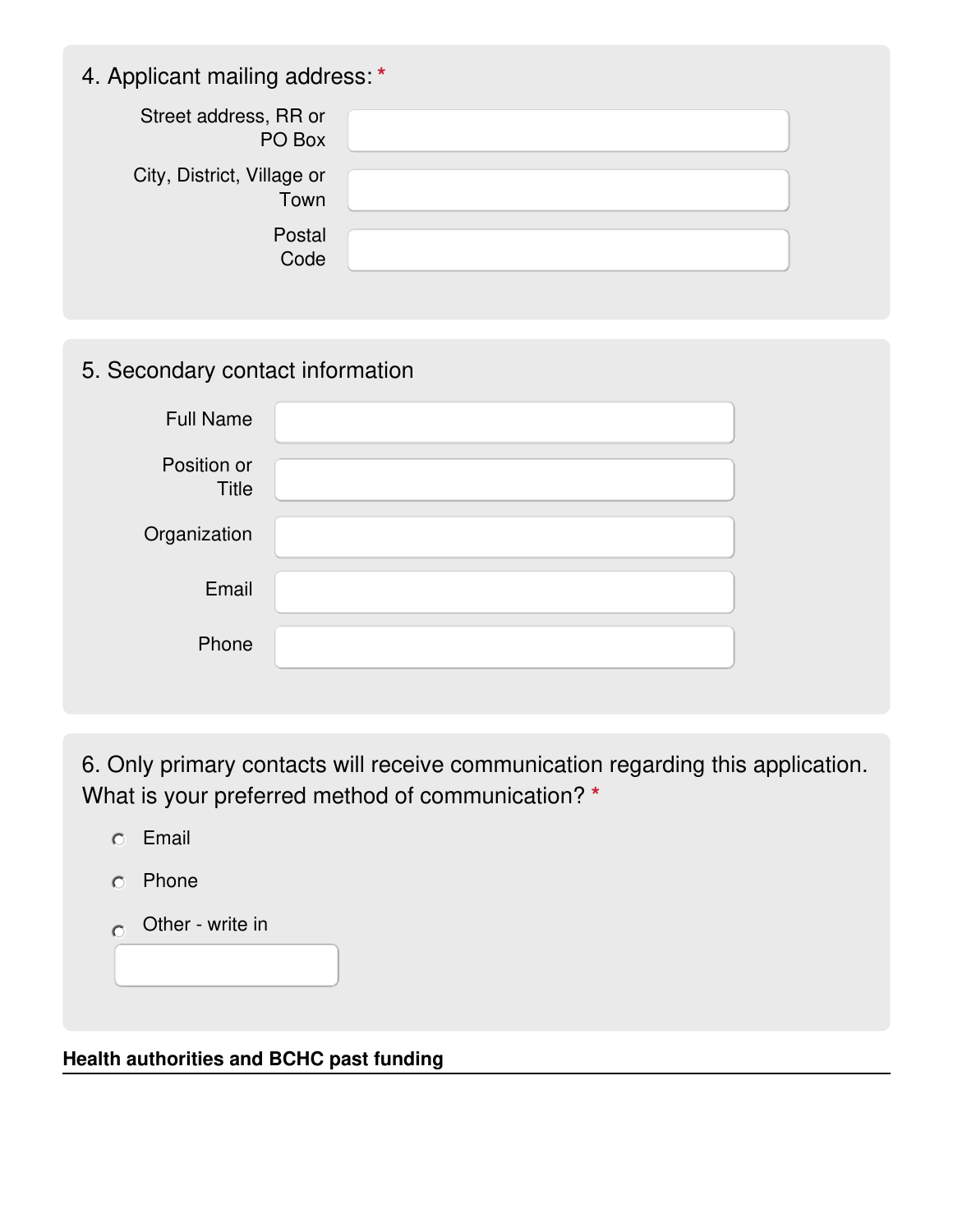4. Applicant mailing address: *

Street address, RR or PO Box

City, District, Village or Town

Postal Code

5. Secondary contact information

Full Name

Position or Title

Organization

Email

Phone

6. Only primary contacts will receive communication regarding this application. What is your preferred method of communication? *

- Email
- Phone
- Other - write in

**Health authorities and BCHC past funding**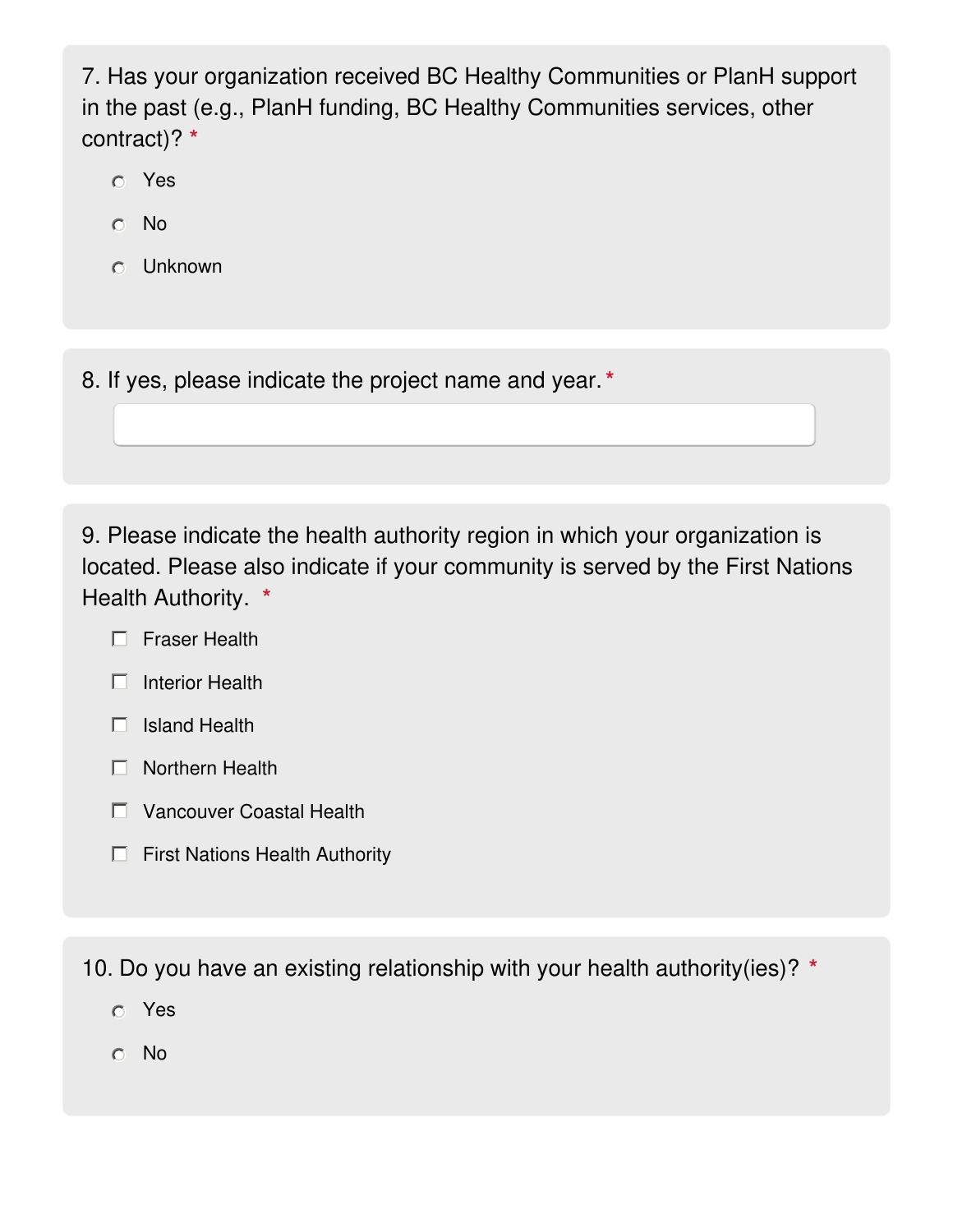7. Has your organization received BC Healthy Communities or PlanH support in the past (e.g., PlanH funding, BC Healthy Communities services, other contract)? *

- Yes
- No
- Unknown

8. If yes, please indicate the project name and year. *

9. Please indicate the health authority region in which your organization is located. Please also indicate if your community is served by the First Nations Health Authority. *

- [ ] Fraser Health
- [ ] Interior Health
- [ ] Island Health
- [ ] Northern Health
- [ ] Vancouver Coastal Health
- [ ] First Nations Health Authority

10. Do you have an existing relationship with your health authority(ies)? *

- Yes
- No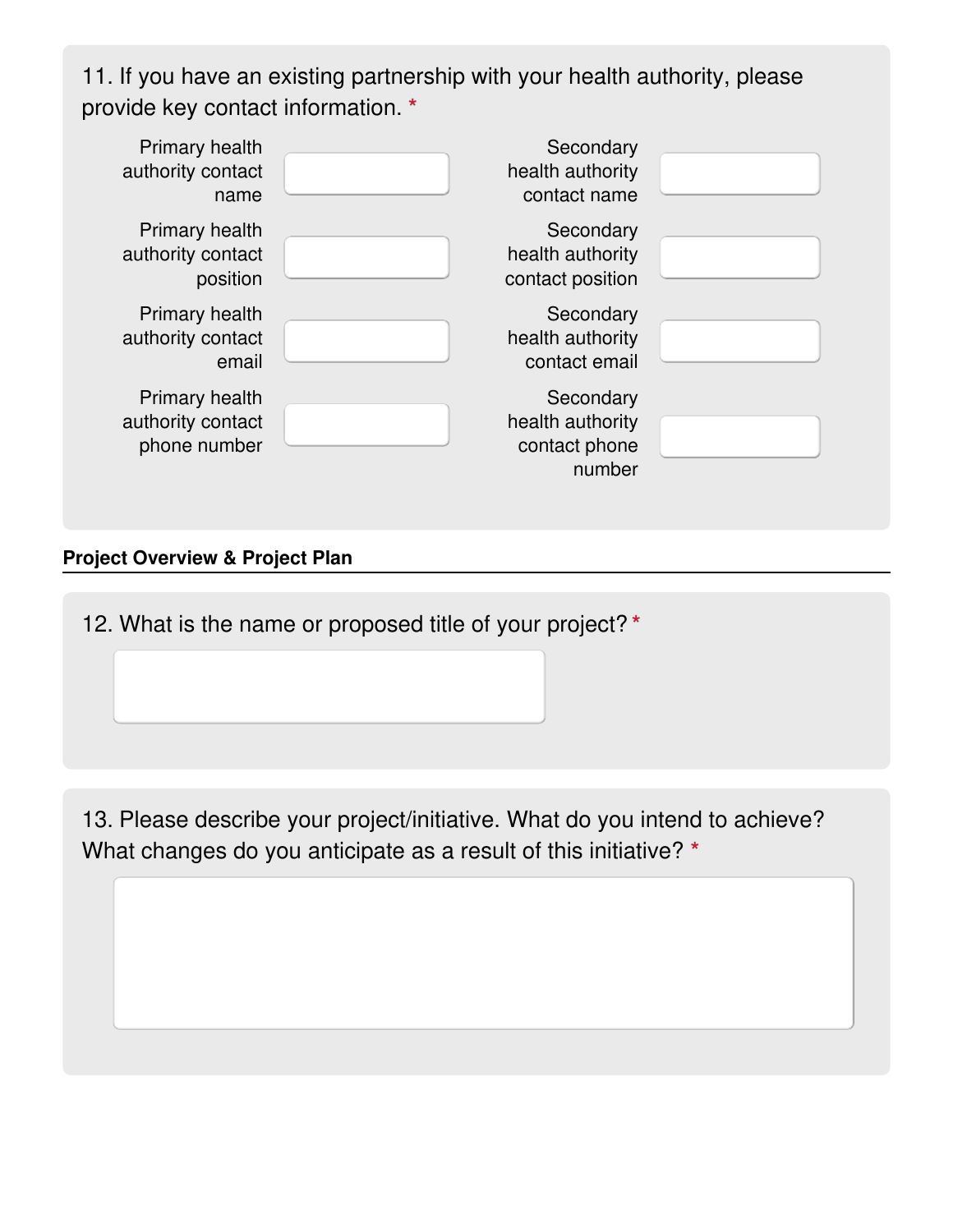11. If you have an existing partnership with your health authority, please provide key contact information. *

| | | | |
|---|---|---|---|
| Primary health authority contact name | | Secondary health authority contact name | |
| Primary health authority contact position | | Secondary health authority contact position | |
| Primary health authority contact email | | Secondary health authority contact email | |
| Primary health authority contact phone number | | Secondary health authority contact phone number | |

## Project Overview & Project Plan

12. What is the name or proposed title of your project? *

13. Please describe your project/initiative. What do you intend to achieve? What changes do you anticipate as a result of this initiative? *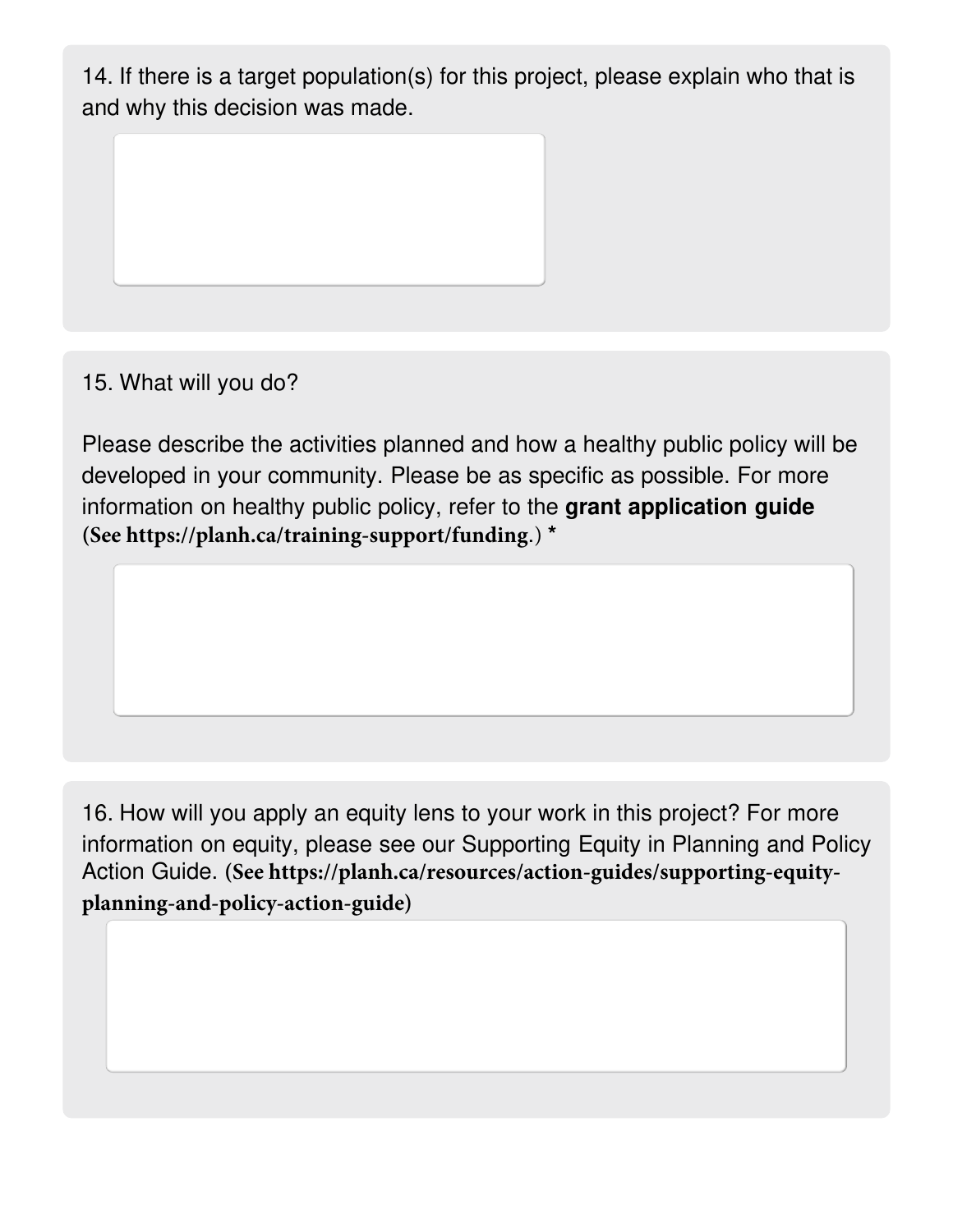14. If there is a target population(s) for this project, please explain who that is and why this decision was made.

15. What will you do?

Please describe the activities planned and how a healthy public policy will be developed in your community. Please be as specific as possible. For more information on healthy public policy, refer to the **grant application guide** (See **https://planh.ca/training-support/funding**.) *

16. How will you apply an equity lens to your work in this project? For more information on equity, please see our Supporting Equity in Planning and Policy Action Guide. (See **https://planh.ca/resources/action-guides/supporting-equity-planning-and-policy-action-guide**)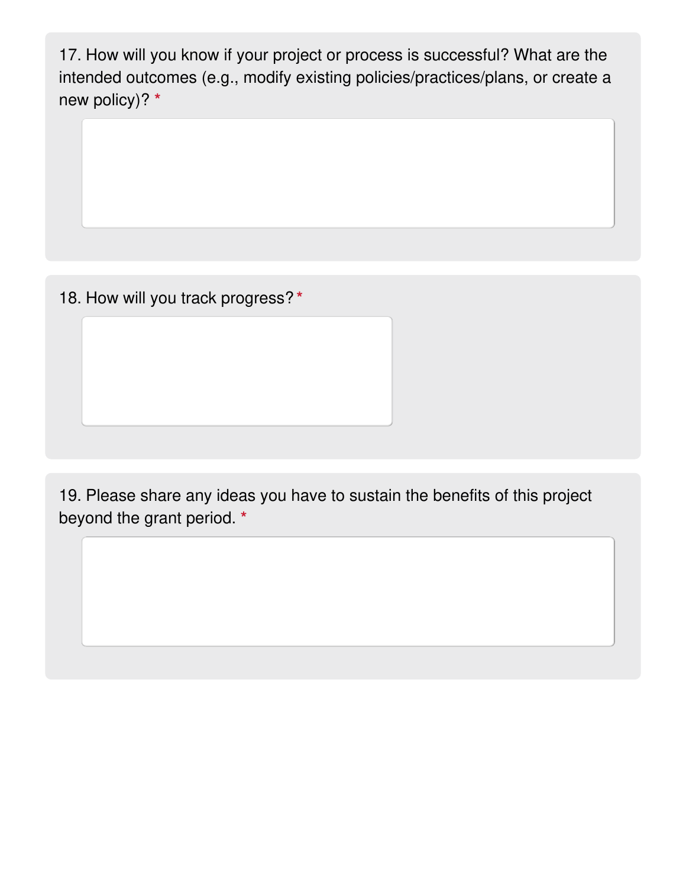17. How will you know if your project or process is successful? What are the intended outcomes (e.g., modify existing policies/practices/plans, or create a new policy)? *

18. How will you track progress? *

19. Please share any ideas you have to sustain the benefits of this project beyond the grant period. *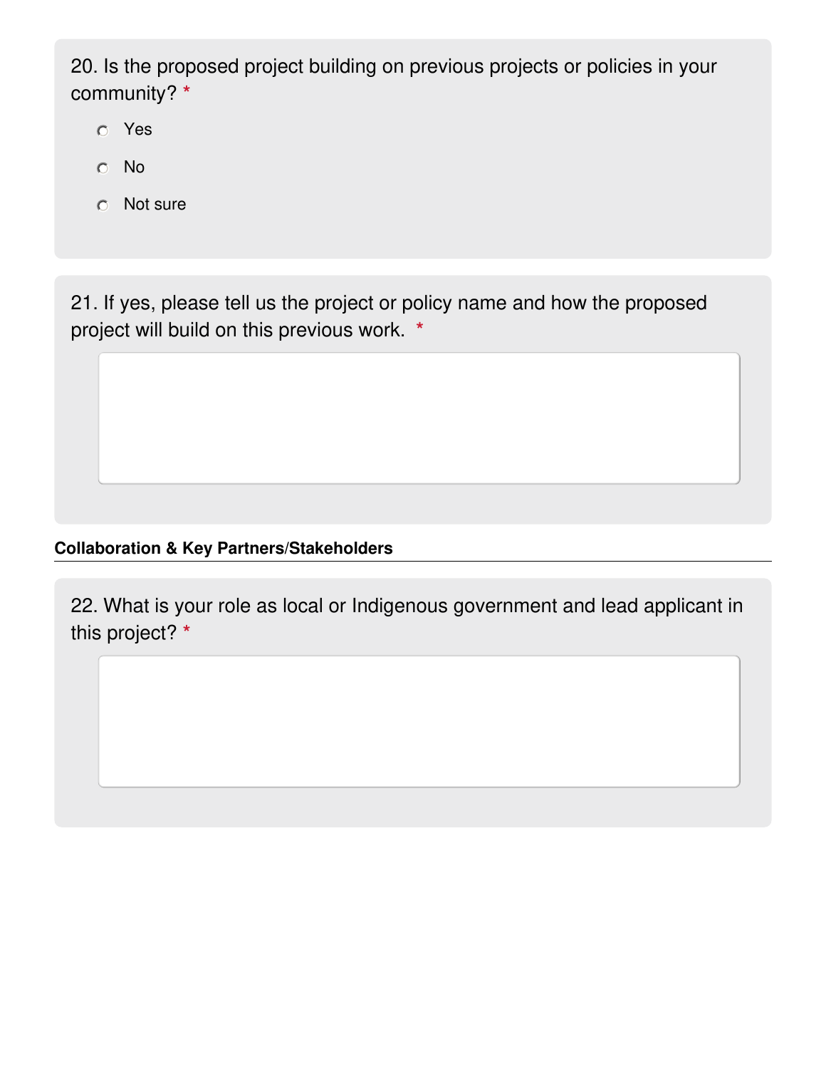20. Is the proposed project building on previous projects or policies in your community? *

- Yes
- No
- Not sure

21. If yes, please tell us the project or policy name and how the proposed project will build on this previous work. *

**Collaboration & Key Partners/Stakeholders**

22. What is your role as local or Indigenous government and lead applicant in this project? *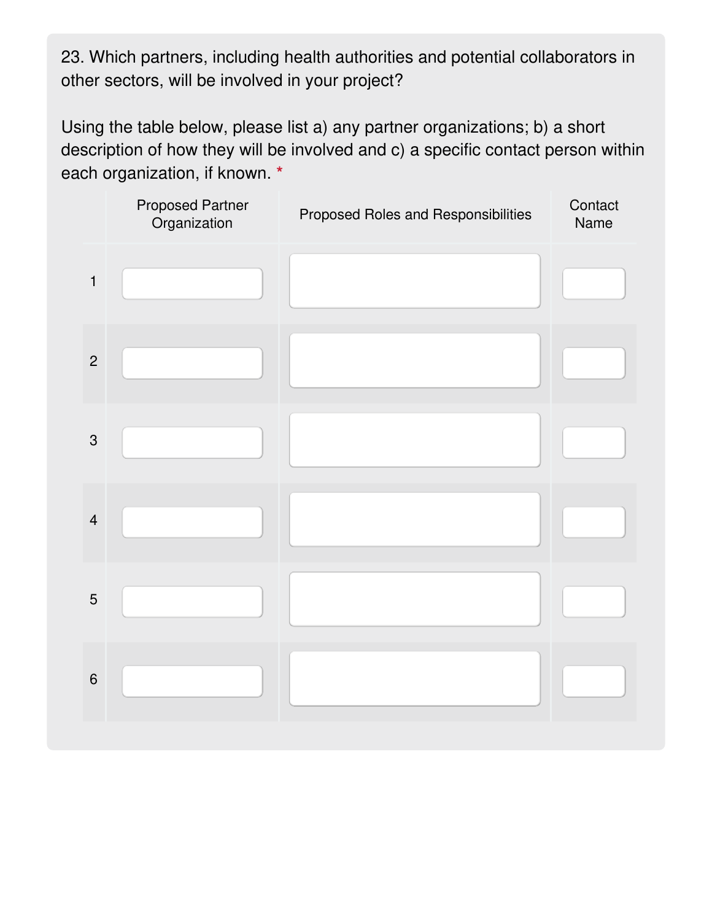23. Which partners, including health authorities and potential collaborators in other sectors, will be involved in your project?

Using the table below, please list a) any partner organizations; b) a short description of how they will be involved and c) a specific contact person within each organization, if known. *

| | Proposed Partner Organization | Proposed Roles and Responsibilities | Contact Name |
|---|---|---|---|
| 1 | | | |
| 2 | | | |
| 3 | | | |
| 4 | | | |
| 5 | | | |
| 6 | | | |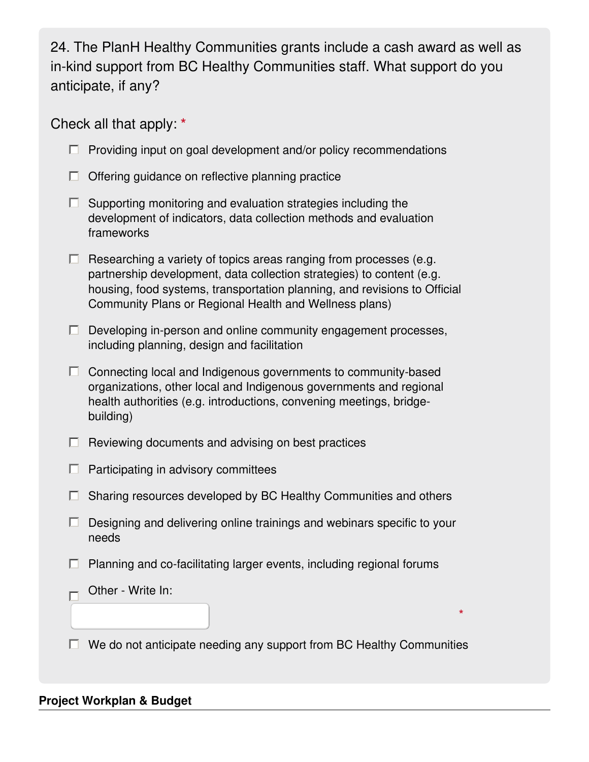24. The PlanH Healthy Communities grants include a cash award as well as in-kind support from BC Healthy Communities staff. What support do you anticipate, if any?

Check all that apply: *

- ☐ Providing input on goal development and/or policy recommendations
- ☐ Offering guidance on reflective planning practice
- ☐ Supporting monitoring and evaluation strategies including the development of indicators, data collection methods and evaluation frameworks
- ☐ Researching a variety of topics areas ranging from processes (e.g. partnership development, data collection strategies) to content (e.g. housing, food systems, transportation planning, and revisions to Official Community Plans or Regional Health and Wellness plans)
- ☐ Developing in-person and online community engagement processes, including planning, design and facilitation
- ☐ Connecting local and Indigenous governments to community-based organizations, other local and Indigenous governments and regional health authorities (e.g. introductions, convening meetings, bridge-building)
- ☐ Reviewing documents and advising on best practices
- ☐ Participating in advisory committees
- ☐ Sharing resources developed by BC Healthy Communities and others
- ☐ Designing and delivering online trainings and webinars specific to your needs
- ☐ Planning and co-facilitating larger events, including regional forums
- ☐ Other - Write In: ________ *
- ☐ We do not anticipate needing any support from BC Healthy Communities

**Project Workplan & Budget**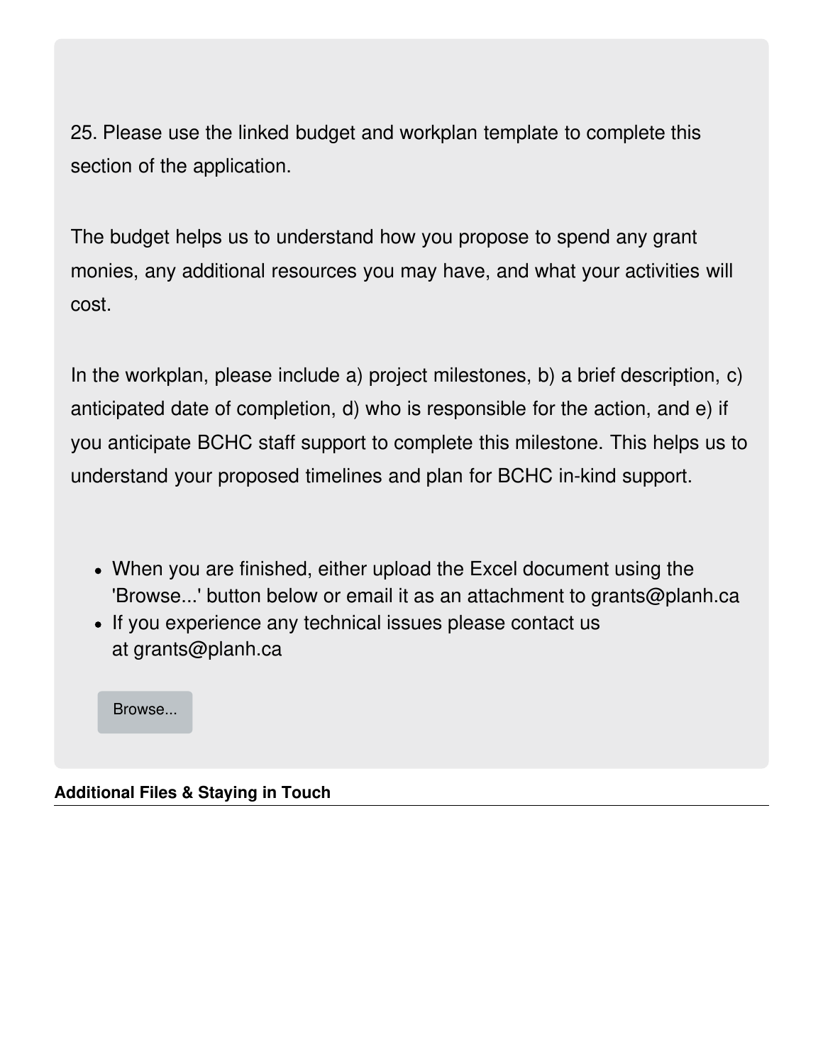25. Please use the linked budget and workplan template to complete this section of the application.

The budget helps us to understand how you propose to spend any grant monies, any additional resources you may have, and what your activities will cost.

In the workplan, please include a) project milestones, b) a brief description, c) anticipated date of completion, d) who is responsible for the action, and e) if you anticipate BCHC staff support to complete this milestone. This helps us to understand your proposed timelines and plan for BCHC in-kind support.

- When you are finished, either upload the Excel document using the 'Browse...' button below or email it as an attachment to grants@planh.ca
- If you experience any technical issues please contact us at grants@planh.ca

Browse...

**Additional Files & Staying in Touch**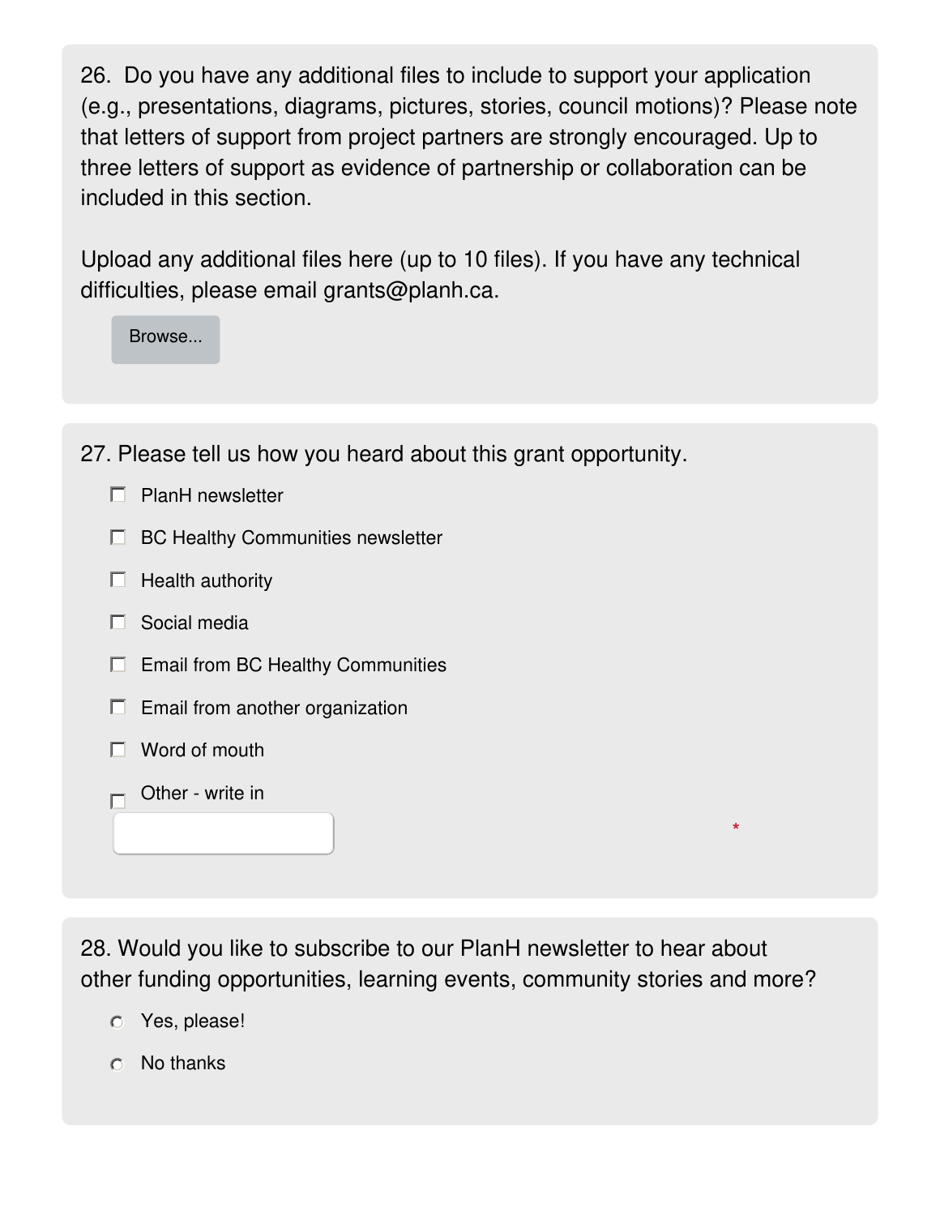26. Do you have any additional files to include to support your application (e.g., presentations, diagrams, pictures, stories, council motions)? Please note that letters of support from project partners are strongly encouraged. Up to three letters of support as evidence of partnership or collaboration can be included in this section.

Upload any additional files here (up to 10 files). If you have any technical difficulties, please email grants@planh.ca.

Browse...

27. Please tell us how you heard about this grant opportunity.

- ☐ PlanH newsletter
- ☐ BC Healthy Communities newsletter
- ☐ Health authority
- ☐ Social media
- ☐ Email from BC Healthy Communities
- ☐ Email from another organization
- ☐ Word of mouth
- ☐ Other - write in

\_\_\_\_\_\_\_\_\_\_\_\_\_\_\_\_ *

28. Would you like to subscribe to our PlanH newsletter to hear about other funding opportunities, learning events, community stories and more?

- ○ Yes, please!
- ○ No thanks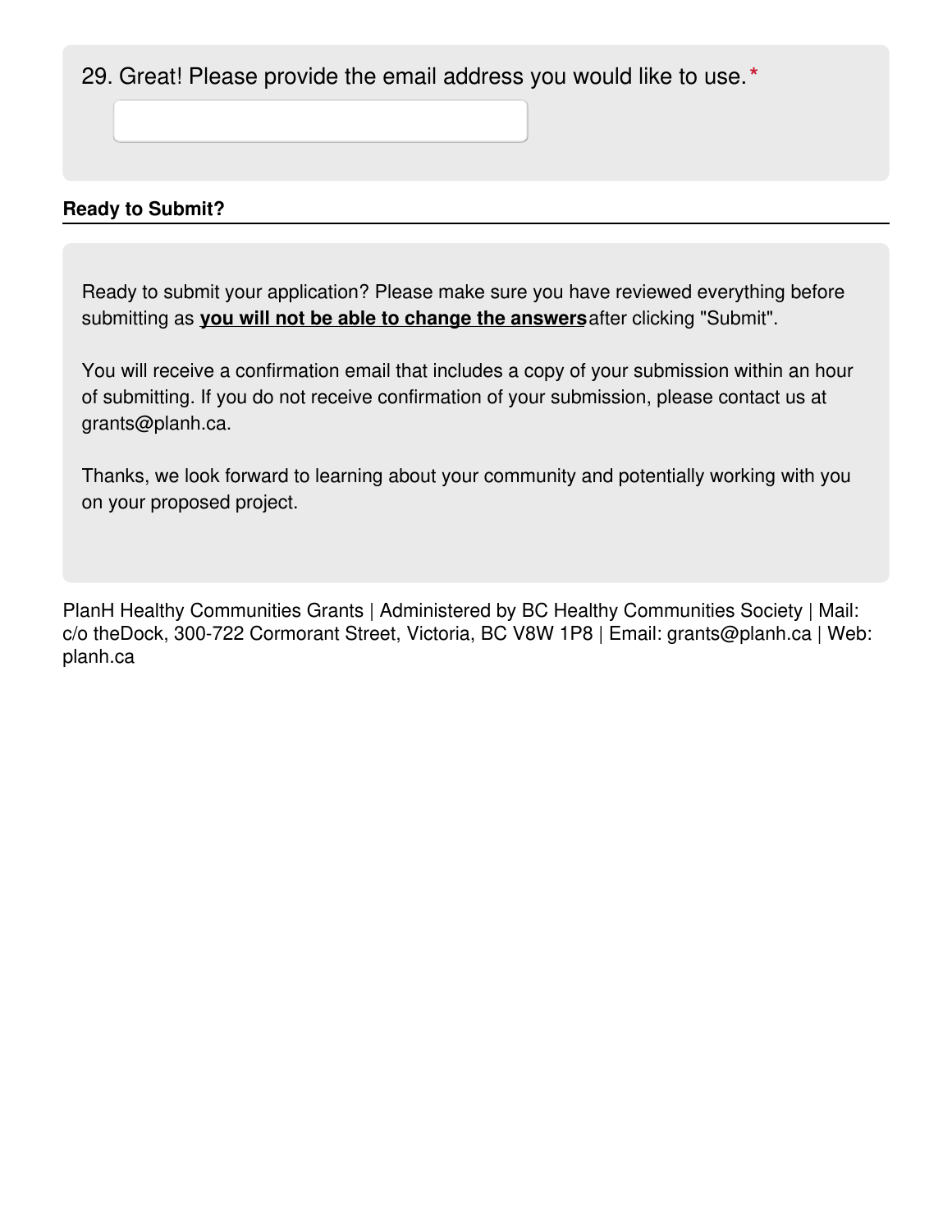29. Great! Please provide the email address you would like to use.*

## Ready to Submit?

Ready to submit your application? Please make sure you have reviewed everything before submitting as **you will not be able to change the answers** after clicking "Submit".

You will receive a confirmation email that includes a copy of your submission within an hour of submitting. If you do not receive confirmation of your submission, please contact us at grants@planh.ca.

Thanks, we look forward to learning about your community and potentially working with you on your proposed project.

PlanH Healthy Communities Grants | Administered by BC Healthy Communities Society | Mail: c/o theDock, 300-722 Cormorant Street, Victoria, BC V8W 1P8 | Email: grants@planh.ca | Web: planh.ca